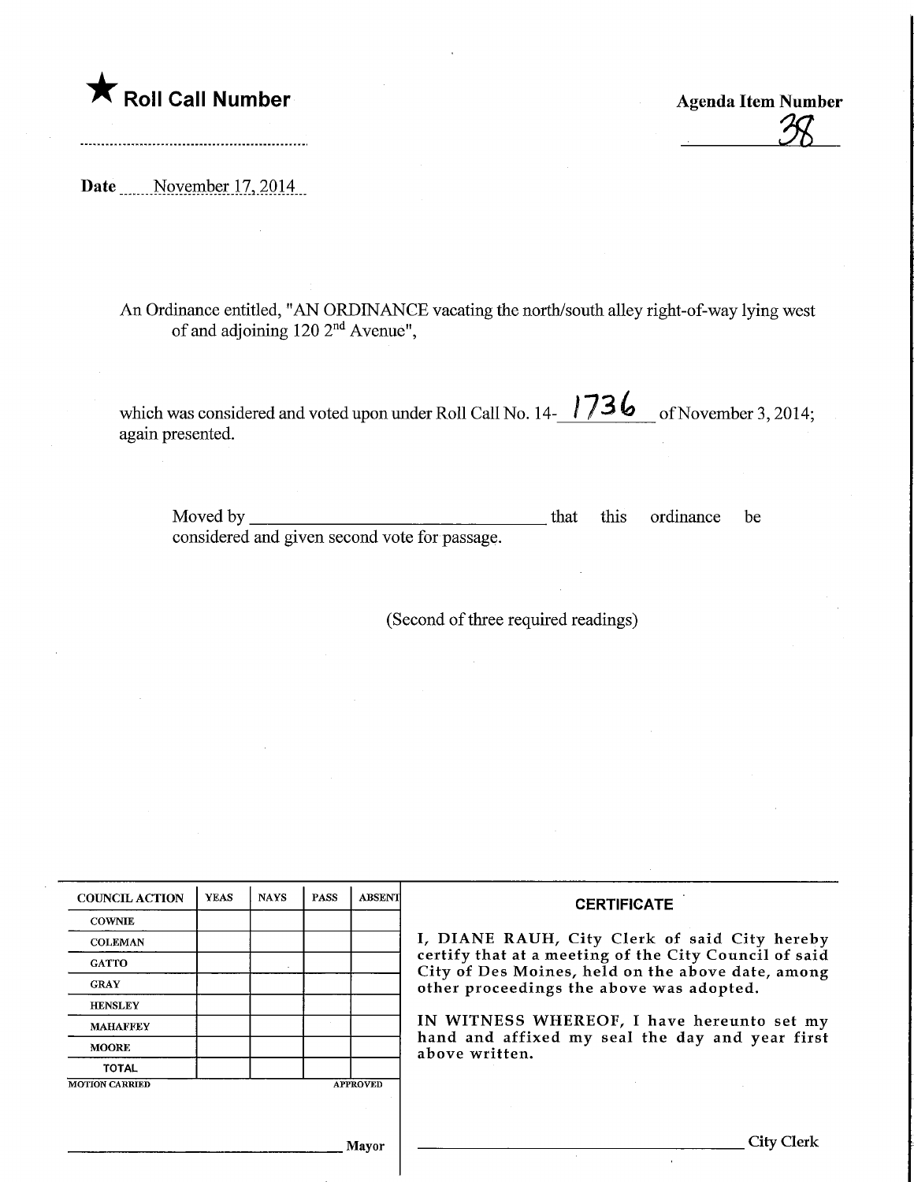★ **Roll Call Number**

**Agenda Item Number**

38

**Date** November 17, 2014

An Ordinance entitled, "AN ORDINANCE vacating the north/south alley right-of-way lying west of and adjoining 120 2nd Avenue",

which was considered and voted upon under Roll Call No. 14-1736 of November 3, 2014; again presented.

Moved by ______________________ that this ordinance be considered and given second vote for passage.

(Second of three required readings)

| COUNCIL ACTION | YEAS | NAYS | PASS | ABSENT |
|---|---|---|---|---|
| COWNIE | | | | |
| COLEMAN | | | | |
| GATTO | | | | |
| GRAY | | | | |
| HENSLEY | | | | |
| MAHAFFEY | | | | |
| MOORE | | | | |
| TOTAL | | | | |

MOTION CARRIED APPROVED

______________________ Mayor

**CERTIFICATE**

I, DIANE RAUH, City Clerk of said City hereby certify that at a meeting of the City Council of said City of Des Moines, held on the above date, among other proceedings the above was adopted.

IN WITNESS WHEREOF, I have hereunto set my hand and affixed my seal the day and year first above written.

______________________ City Clerk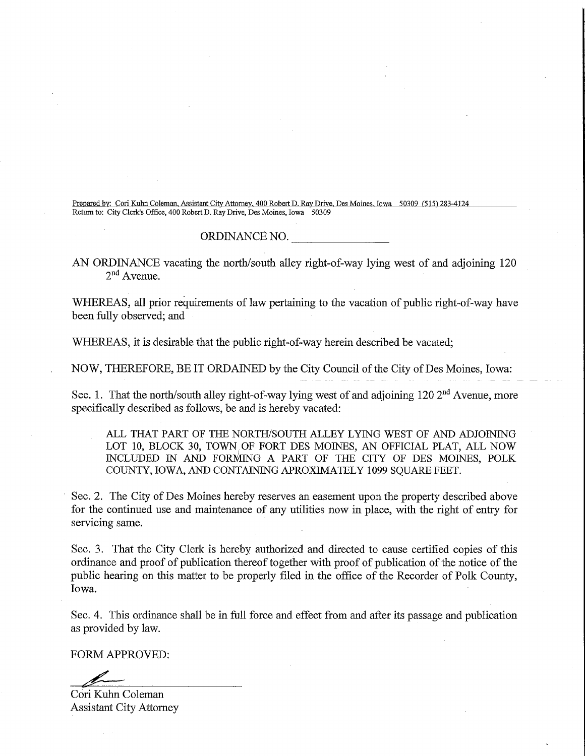Prepared by: Cori Kuhn Coleman, Assistant City Attorney, 400 Robert D. Ray Drive, Des Moines, Iowa 50309 (515) 283-4124
Return to: City Clerk's Office, 400 Robert D. Ray Drive, Des Moines, Iowa 50309

ORDINANCE NO. ________________

AN ORDINANCE vacating the north/south alley right-of-way lying west of and adjoining 120 2nd Avenue.

WHEREAS, all prior requirements of law pertaining to the vacation of public right-of-way have been fully observed; and

WHEREAS, it is desirable that the public right-of-way herein described be vacated;

NOW, THEREFORE, BE IT ORDAINED by the City Council of the City of Des Moines, Iowa:

Sec. 1. That the north/south alley right-of-way lying west of and adjoining 120 2nd Avenue, more specifically described as follows, be and is hereby vacated:

> ALL THAT PART OF THE NORTH/SOUTH ALLEY LYING WEST OF AND ADJOINING LOT 10, BLOCK 30, TOWN OF FORT DES MOINES, AN OFFICIAL PLAT, ALL NOW INCLUDED IN AND FORMING A PART OF THE CITY OF DES MOINES, POLK COUNTY, IOWA, AND CONTAINING APROXIMATELY 1099 SQUARE FEET.

Sec. 2. The City of Des Moines hereby reserves an easement upon the property described above for the continued use and maintenance of any utilities now in place, with the right of entry for servicing same.

Sec. 3. That the City Clerk is hereby authorized and directed to cause certified copies of this ordinance and proof of publication thereof together with proof of publication of the notice of the public hearing on this matter to be properly filed in the office of the Recorder of Polk County, Iowa.

Sec. 4. This ordinance shall be in full force and effect from and after its passage and publication as provided by law.

FORM APPROVED:

Cori Kuhn Coleman
Assistant City Attorney